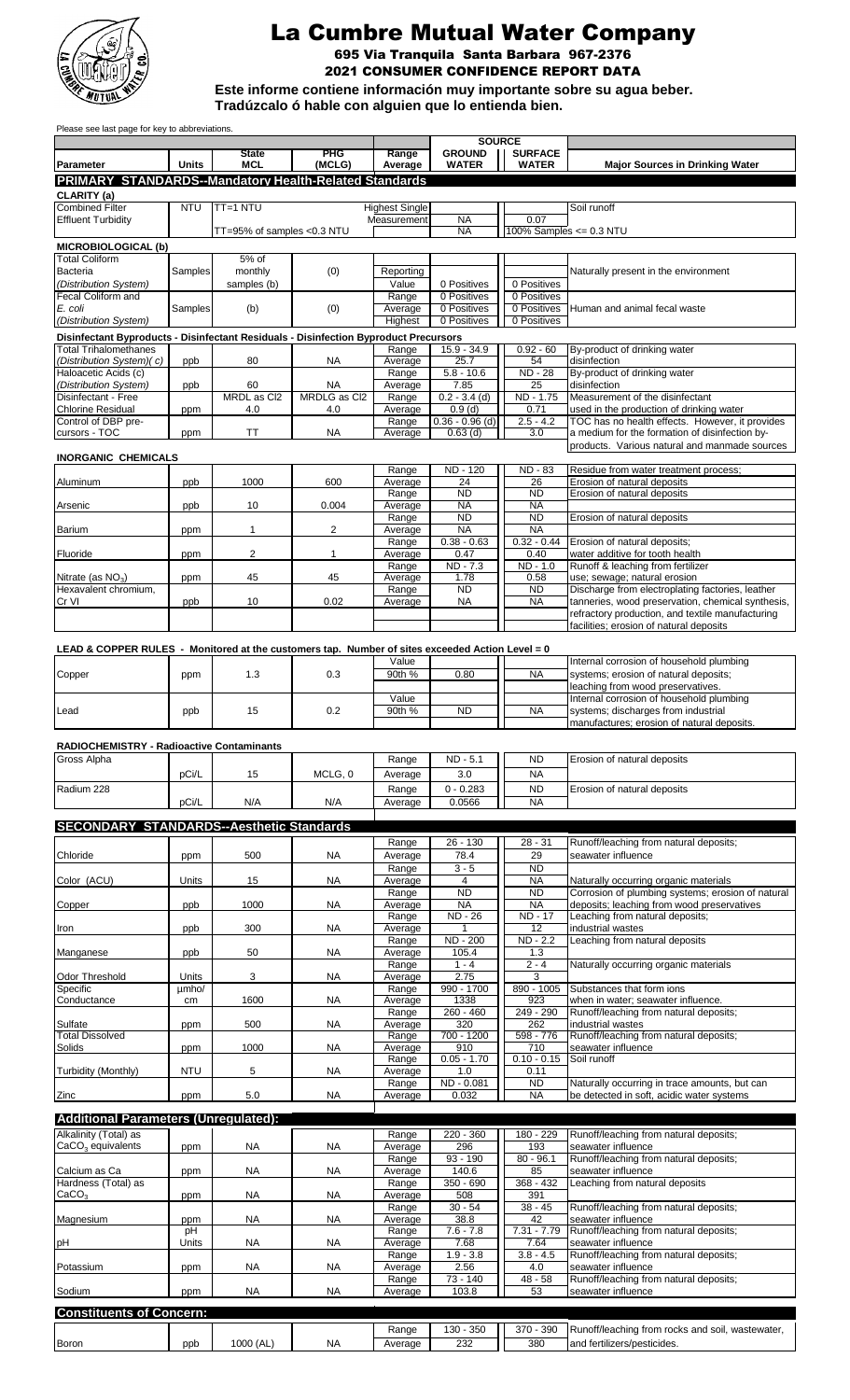# La Cumbre Mutual Water Company

**695 Via Tranquila Santa Barbara 967-2376**

**2021 CONSUMER CONFIDENCE REPORT DATA**

**Este informe contiene información muy importante sobre su agua beber. Tradúzcalo ó hable con alguien que le entienda bien.**

Please see last page for key to abbreviations.

| Parameter | Units | State MCL | PHG (MCLG) | Range Average | SOURCE GROUND WATER | SOURCE SURFACE WATER | Major Sources in Drinking Water |
|---|---|---|---|---|---|---|---|
| **PRIMARY STANDARDS--Mandatory Health-Related Standards** | | | | | | | |
| **CLARITY (a)** | | | | | | | |
| Combined Filter Effluent Turbidity | NTU | TT=1 NTU | | Highest Single Measurement | NA | 0.07 | Soil runoff |
| | | TT=95% of samples <0.3 NTU | | | NA | 100% Samples <= 0.3 NTU | |
| **MICROBIOLOGICAL (b)** | | | | | | | |
| Total Coliform Bacteria *(Distribution System)* | Samples | 5% of monthly samples (b) | (0) | Reporting Value | 0 Positives | 0 Positives | Naturally present in the environment |
| Fecal Coliform and *E. coli* *(Distribution System)* | Samples | (b) | (0) | Range | 0 Positives | 0 Positives | Human and animal fecal waste |
| | | | | Average | 0 Positives | 0 Positives | |
| | | | | Highest | 0 Positives | 0 Positives | |
| **Disinfectant Byproducts - Disinfectant Residuals - Disinfection Byproduct Precursors** | | | | | | | |
| Total Trihalomethanes *(Distribution System)( c)* | ppb | 80 | NA | Range | 15.9 - 34.9 | 0.92 - 60 | By-product of drinking water disinfection |
| | | | | Average | 25.7 | 54 | |
| Haloacetic Acids (c) *(Distribution System)* | ppb | 60 | NA | Range | 5.8 - 10.6 | ND - 28 | By-product of drinking water disinfection |
| | | | | Average | 7.85 | 25 | |
| Disinfectant - Free Chlorine Residual | ppm | MRDL as Cl2 4.0 | MRDLG as Cl2 4.0 | Range | 0.2 - 3.4 (d) | ND - 1.75 | Measurement of the disinfectant used in the production of drinking water |
| | | | | Average | 0.9 (d) | 0.71 | |
| Control of DBP precursors - TOC | ppm | TT | NA | Range | 0.36 - 0.96 (d) | 2.5 - 4.2 | TOC has no health effects. However, it provides a medium for the formation of disinfection by-products. Various natural and manmade sources |
| | | | | Average | 0.63 (d) | 3.0 | |
| **INORGANIC CHEMICALS** | | | | | | | |
| Aluminum | ppb | 1000 | 600 | Range | ND - 120 | ND - 83 | Residue from water treatment process; Erosion of natural deposits |
| | | | | Average | 24 | 26 | |
| Arsenic | ppb | 10 | 0.004 | Range | ND | ND | Erosion of natural deposits |
| | | | | Average | NA | NA | |
| Barium | ppm | 1 | 2 | Range | ND | ND | Erosion of natural deposits |
| | | | | Average | NA | NA | |
| Fluoride | ppm | 2 | 1 | Range | 0.38 - 0.63 | 0.32 - 0.44 | Erosion of natural deposits; water additive for tooth health |
| | | | | Average | 0.47 | 0.40 | |
| Nitrate (as $NO_3$) | ppm | 45 | 45 | Range | ND - 7.3 | ND - 1.0 | Runoff & leaching from fertilizer use; sewage; natural erosion |
| | | | | Average | 1.78 | 0.58 | |
| Hexavalent chromium, Cr VI | ppb | 10 | 0.02 | Range | ND | ND | Discharge from electroplating factories, leather tanneries, wood preservation, chemical synthesis, refractory production, and textile manufacturing facilities; erosion of natural deposits |
| | | | | Average | NA | NA | |
| **LEAD & COPPER RULES - Monitored at the customers tap. Number of sites exceeded Action Level = 0** | | | | | | | |
| Copper | ppm | 1.3 | 0.3 | Value 90th % | 0.80 | NA | Internal corrosion of household plumbing systems; erosion of natural deposits; leaching from wood preservatives. |
| Lead | ppb | 15 | 0.2 | Value 90th % | ND | NA | Internal corrosion of household plumbing systems; discharges from industrial manufactures; erosion of natural deposits. |
| **RADIOCHEMISTRY - Radioactive Contaminants** | | | | | | | |
| Gross Alpha | pCi/L | 15 | MCLG, 0 | Range | ND - 5.1 | ND | Erosion of natural deposits |
| | | | | Average | 3.0 | NA | |
| Radium 228 | pCi/L | N/A | N/A | Range | 0 - 0.283 | ND | Erosion of natural deposits |
| | | | | Average | 0.0566 | NA | |
| **SECONDARY STANDARDS--Aesthetic Standards** | | | | | | | |
| Chloride | ppm | 500 | NA | Range | 26 - 130 | 28 - 31 | Runoff/leaching from natural deposits; seawater influence |
| | | | | Average | 78.4 | 29 | |
| Color (ACU) | Units | 15 | NA | Range | 3 - 5 | ND | Naturally occurring organic materials |
| | | | | Average | 4 | NA | |
| Copper | ppb | 1000 | NA | Range | ND | ND | Corrosion of plumbing systems; erosion of natural deposits; leaching from wood preservatives |
| | | | | Average | NA | NA | |
| Iron | ppb | 300 | NA | Range | ND - 26 | ND - 17 | Leaching from natural deposits; industrial wastes |
| | | | | Average | 1 | 12 | |
| Manganese | ppb | 50 | NA | Range | ND - 200 | ND - 2.2 | Leaching from natural deposits |
| | | | | Average | 105.4 | 1.3 | |
| Odor Threshold | Units | 3 | NA | Range | 1 - 4 | 2 - 4 | Naturally occurring organic materials |
| | | | | Average | 2.75 | 3 | |
| Specific Conductance | µmho/cm | 1600 | NA | Range | 990 - 1700 | 890 - 1005 | Substances that form ions when in water; seawater influence. |
| | | | | Average | 1338 | 923 | |
| Sulfate | ppm | 500 | NA | Range | 260 - 460 | 249 - 290 | Runoff/leaching from natural deposits; industrial wastes |
| | | | | Average | 320 | 262 | |
| Total Dissolved Solids | ppm | 1000 | NA | Range | 700 - 1200 | 598 - 776 | Runoff/leaching from natural deposits; seawater influence |
| | | | | Average | 910 | 710 | |
| Turbidity (Monthly) | NTU | 5 | NA | Range | 0.05 - 1.70 | 0.10 - 0.15 | Soil runoff |
| | | | | Average | 1.0 | 0.11 | |
| Zinc | ppm | 5.0 | NA | Range | ND - 0.081 | ND | Naturally occurring in trace amounts, but can be detected in soft, acidic water systems |
| | | | | Average | 0.032 | NA | |
| **Additional Parameters (Unregulated):** | | | | | | | |
| Alkalinity (Total) as $CaCO_3$ equivalents | ppm | NA | NA | Range | 220 - 360 | 180 - 229 | Runoff/leaching from natural deposits; seawater influence |
| | | | | Average | 296 | 193 | |
| Calcium as Ca | ppm | NA | NA | Range | 93 - 190 | 80 - 96.1 | Runoff/leaching from natural deposits; seawater influence |
| | | | | Average | 140.6 | 85 | |
| Hardness (Total) as $CaCO_3$ | ppm | NA | NA | Range | 350 - 690 | 368 - 432 | Leaching from natural deposits |
| | | | | Average | 508 | 391 | |
| Magnesium | ppm | NA | NA | Range | 30 - 54 | 38 - 45 | Runoff/leaching from natural deposits; seawater influence |
| | | | | Average | 38.8 | 42 | |
| pH | pH Units | NA | NA | Range | 7.6 - 7.8 | 7.31 - 7.79 | Runoff/leaching from natural deposits; seawater influence |
| | | | | Average | 7.68 | 7.64 | |
| Potassium | ppm | NA | NA | Range | 1.9 - 3.8 | 3.8 - 4.5 | Runoff/leaching from natural deposits; seawater influence |
| | | | | Average | 2.56 | 4.0 | |
| Sodium | ppm | NA | NA | Range | 73 - 140 | 48 - 58 | Runoff/leaching from natural deposits; seawater influence |
| | | | | Average | 103.8 | 53 | |
| **Constituents of Concern:** | | | | | | | |
| Boron | ppb | 1000 (AL) | NA | Range | 130 - 350 | 370 - 390 | Runoff/leaching from rocks and soil, wastewater, and fertilizers/pesticides. |
| | | | | Average | 232 | 380 | |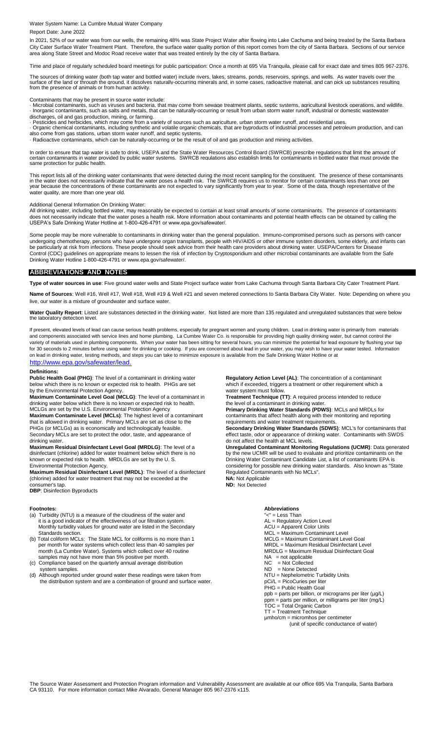Water System Name: La Cumbre Mutual Water Company

Report Date: June 2022

In 2021, 52% of our water was from our wells, the remaining 48% was State Project Water after flowing into Lake Cachuma and being treated by the Santa Barbara City Cater Surface Water Treatment Plant. Therefore, the surface water quality portion of this report comes from the city of Santa Barbara. Sections of our service area along State Street and Modoc Road receive water that was treated entirely by the city of Santa Barbara.

Time and place of regularly scheduled board meetings for public participation: Once a month at 695 Via Tranquila, please call for exact date and times 805 967-2376.

The sources of drinking water (both tap water and bottled water) include rivers, lakes, streams, ponds, reservoirs, springs, and wells. As water travels over the surface of the land or through the ground, it dissolves naturally-occurring minerals and, in some cases, radioactive material, and can pick up substances resulting from the presence of animals or from human activity.

Contaminants that may be present in source water include:

- Microbial contaminants, such as viruses and bacteria, that may come from sewage treatment plants, septic systems, agricultural livestock operations, and wildlife.
- Inorganic contaminants, such as salts and metals, that can be naturally-occurring or result from urban storm water runoff, industrial or domestic wastewater discharges, oil and gas production, mining, or farming.
- Pesticides and herbicides, which may come from a variety of sources such as agriculture, urban storm water runoff, and residential uses.
- Organic chemical contaminants, including synthetic and volatile organic chemicals, that are byproducts of industrial processes and petroleum production, and can also come from gas stations, urban storm water runoff, and septic systems.
- Radioactive contaminants, which can be naturally-occurring or be the result of oil and gas production and mining activities.

In order to ensure that tap water is safe to drink, USEPA and the State Water Resources Control Board (SWRCB) prescribe regulations that limit the amount of certain contaminants in water provided by public water systems. SWRCB regulations also establish limits for contaminants in bottled water that must provide the same protection for public health.

This report lists all of the drinking water contaminants that were detected during the most recent sampling for the constituent. The presence of these contaminants in the water does not necessarily indicate that the water poses a health risk. The SWRCB requires us to monitor for certain contaminants less than once per year because the concentrations of these contaminants are not expected to vary significantly from year to year. Some of the data, though representative of the water quality, are more than one year old.

Additional General Information On Drinking Water:

All drinking water, including bottled water, may reasonably be expected to contain at least small amounts of some contaminants. The presence of contaminants does not necessarily indicate that the water poses a health risk. More information about contaminants and potential health effects can be obtained by calling the USEPA's Safe Drinking Water Hotline at 1-800-426-4791 or www.epa.gov/safewater/.

Some people may be more vulnerable to contaminants in drinking water than the general population. Immuno-compromised persons such as persons with cancer undergoing chemotherapy, persons who have undergone organ transplants, people with HIV/AIDS or other immune system disorders, some elderly, and infants can be particularly at risk from infections. These people should seek advice from their health care providers about drinking water. USEPA/Centers for Disease Control (CDC) guidelines on appropriate means to lessen the risk of infection by Cryptosporidium and other microbial contaminants are available from the Safe Drinking Water Hotline 1-800-426-4791 or www.epa.gov/safewater/.

## ABBREVIATIONS AND NOTES

**Type of water sources in use**: Five ground water wells and State Project surface water from Lake Cachuma through Santa Barbara City Cater Treatment Plant.

**Name of Sources**: Well #16, Well #17, Well #18, Well #19 & Well #21 and seven metered connections to Santa Barbara City Water. Note: Depending on where you live, our water is a mixture of groundwater and surface water.

**Water Quality Report**: Listed are substances detected in the drinking water. Not listed are more than 135 regulated and unregulated substances that were below the laboratory detection level.

If present, elevated levels of lead can cause serious health problems, especially for pregnant women and young children. Lead in drinking water is primarily from materials and components associated with service lines and home plumbing. La Cumbre Water Co. is responsible for providing high quality drinking water, but cannot control the variety of materials used in plumbing components. When your water has been sitting for several hours, you can minimize the potential for lead exposure by flushing your tap for 30 seconds to 2 minutes before using water for drinking or cooking. If you are concerned about lead in your water, you may wish to have your water tested. Information on lead in drinking water, testing methods, and steps you can take to minimize exposure is available from the Safe Drinking Water Hotline or at http://www.epa.gov/safewater/lead.

### Definitions:

**Public Health Goal (PHG)**: The level of a contaminant in drinking water below which there is no known or expected risk to health. PHGs are set by the Environmental Protection Agency.

**Maximum Contaminate Level Goal (MCLG)**: The level of a contaminant in drinking water below which there is no known or expected risk to health. MCLGs are set by the U.S. Environmental Protection Agency

**Maximum Contaminate Level (MCLs)**: The highest level of a contaminant that is allowed in drinking water. Primary MCLs are set as close to the PHGs (or MCLGs) as is economically and technologically feasible. Secondary MCLs are set to protect the odor, taste, and appearance of drinking water.

**Maximum Residual Disinfectant Level Goal (MRDLG)**: The level of a disinfectant (chlorine) added for water treatment below which there is no known or expected risk to health. MRDLGs are set by the U. S. Environmental Protection Agency.

**Maximum Residual Disinfectant Level (MRDL)**: The level of a disinfectant (chlorine) added for water treatment that may not be exceeded at the consumer's tap.

**DBP**: Disinfection Byproducts

**Regulatory Action Level (AL)**: The concentration of a contaminant which if exceeded, triggers a treatment or other requirement which a water system must follow.

**Treatment Technique (TT)**: A required process intended to reduce the level of a contaminant in drinking water.

**Primary Drinking Water Standards (PDWS)**: MCLs and MRDLs for contaminants that affect health along with their monitoring and reporting requirements and water treatment requirements.

**Secondary Drinking Water Standards (SDWS)**: MCL's for contaminants that effect taste, odor or appearance of drinking water. Contaminants with SWDS do not affect the health at MCL levels.

**Unregulated Contaminant Monitoring Regulations (UCMR)**: Data generated by the new UCMR will be used to evaluate and prioritize contaminants on the Drinking Water Contaminant Candidate List, a list of contaminants EPA is considering for possible new drinking water standards. Also known as "State Regulated Contaminants with No MCLs".

**NA:** Not Applicable

**ND:** Not Detected

### Footnotes:

(a) Turbidity (NTU) is a measure of the cloudiness of the water and it is a good indicator of the effectiveness of our filtration system. Monthly turbidity values for ground water are listed in the Secondary Standards section.

(b) Total coliform MCLs: The State MCL for coliforms is no more than 1 per month for water systems which collect less than 40 samples per month (La Cumbre Water). Systems which collect over 40 routine samples may not have more than 5% positive per month.

(c) Compliance based on the quarterly annual average distribution system samples.

(d) Although reported under ground water these readings were taken from the distribution system and are a combination of ground and surface water.

### Abbreviations

"<" = Less Than
AL = Regulatory Action Level
ACU = Apparent Color Units
MCL = Maximum Contaminant Level
MCLG = Maximum Contaminant Level Goal
MRDL = Maximum Residual Disinfectant Level
MRDLG = Maximum Residual Disinfectant Goal
NA = not applicable
NC = Not Collected
ND = None Detected
NTU = Nephelometric Turbidity Units
pCi/L = PicoCuries per liter
PHG = Public Health Goal
ppb = parts per billion, or micrograms per liter (µg/L)
ppm = parts per million, or milligrams per liter (mg/L)
TOC = Total Organic Carbon
TT = Treatment Technique
µmho/cm = micromhos per centimeter (unit of specific conductance of water)

The Source Water Assessment and Protection Program information and Vulnerability Assessment are available at our office 695 Via Tranquila, Santa Barbara CA 93110. For more information contact Mike Alvarado, General Manager 805 967-2376 x115.